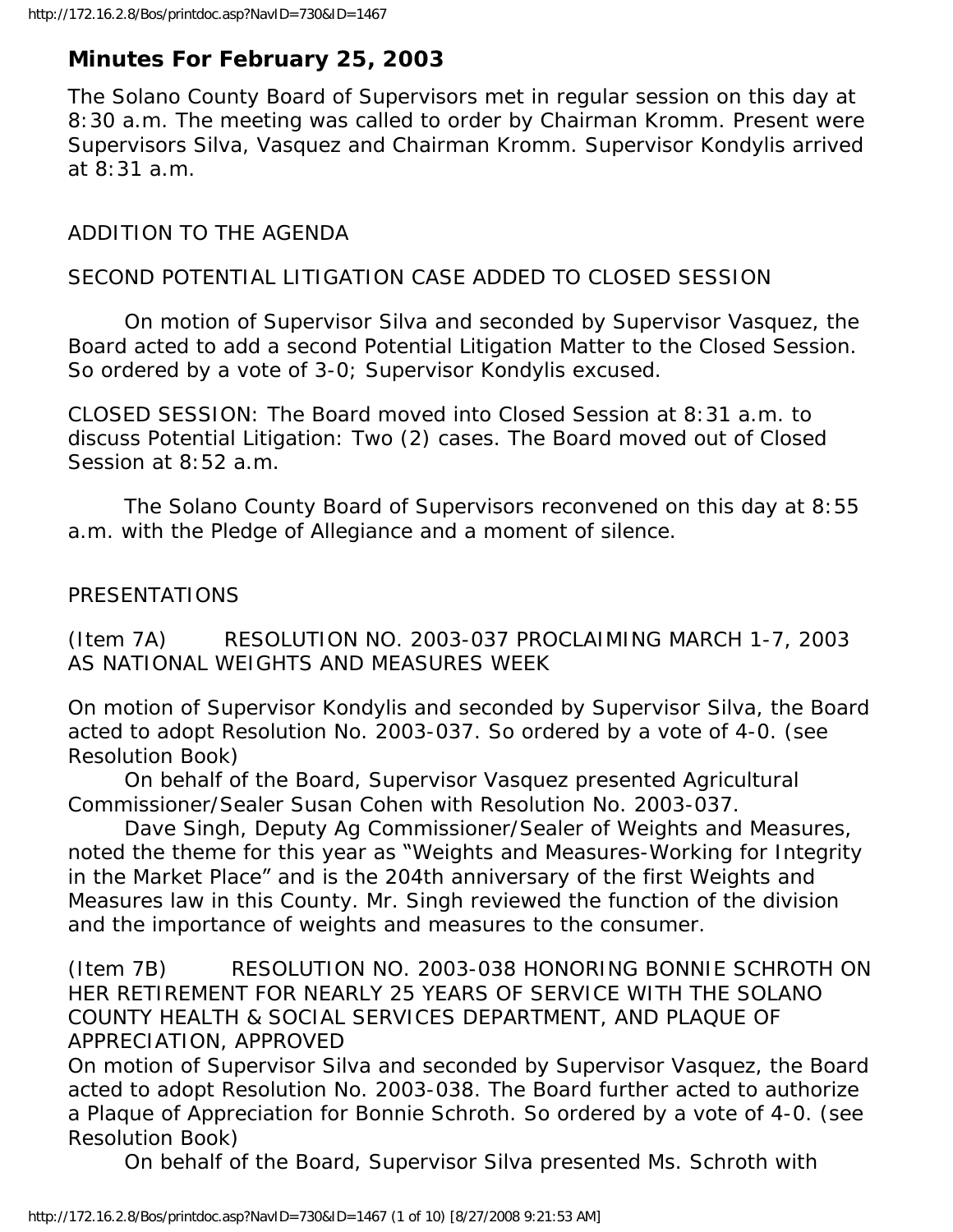## Minutes For February 25, 2003

The Solano County Board of Supervisors met in regular session on this day at 8:30 a.m. The meeting was called to order by Chairman Kromm. Present were Supervisors Silva, Vasquez and Chairman Kromm. Supervisor Kondylis arrived at 8:31 a.m.

ADDITION TO THE AGENDA

SECOND POTENTIAL LITIGATION CASE ADDED TO CLOSED SESSION

On motion of Supervisor Silva and seconded by Supervisor Vasquez, the Board acted to add a second Potential Litigation Matter to the Closed Session. So ordered by a vote of 3-0; Supervisor Kondylis excused.

CLOSED SESSION: The Board moved into Closed Session at 8:31 a.m. to discuss Potential Litigation: Two (2) cases. The Board moved out of Closed Session at 8:52 a.m.

The Solano County Board of Supervisors reconvened on this day at 8:55 a.m. with the Pledge of Allegiance and a moment of silence.

PRESENTATIONS

(Item 7A) RESOLUTION NO. 2003-037 PROCLAIMING MARCH 1-7, 2003 AS NATIONAL WEIGHTS AND MEASURES WEEK

On motion of Supervisor Kondylis and seconded by Supervisor Silva, the Board acted to adopt Resolution No. 2003-037. So ordered by a vote of 4-0. (see Resolution Book)

On behalf of the Board, Supervisor Vasquez presented Agricultural Commissioner/Sealer Susan Cohen with Resolution No. 2003-037.

Dave Singh, Deputy Ag Commissioner/Sealer of Weights and Measures, noted the theme for this year as "Weights and Measures-Working for Integrity in the Market Place" and is the 204th anniversary of the first Weights and Measures law in this County. Mr. Singh reviewed the function of the division and the importance of weights and measures to the consumer.

(Item 7B) RESOLUTION NO. 2003-038 HONORING BONNIE SCHROTH ON HER RETIREMENT FOR NEARLY 25 YEARS OF SERVICE WITH THE SOLANO COUNTY HEALTH & SOCIAL SERVICES DEPARTMENT, AND PLAQUE OF APPRECIATION, APPROVED

On motion of Supervisor Silva and seconded by Supervisor Vasquez, the Board acted to adopt Resolution No. 2003-038. The Board further acted to authorize a Plaque of Appreciation for Bonnie Schroth. So ordered by a vote of 4-0. (see Resolution Book)

On behalf of the Board, Supervisor Silva presented Ms. Schroth with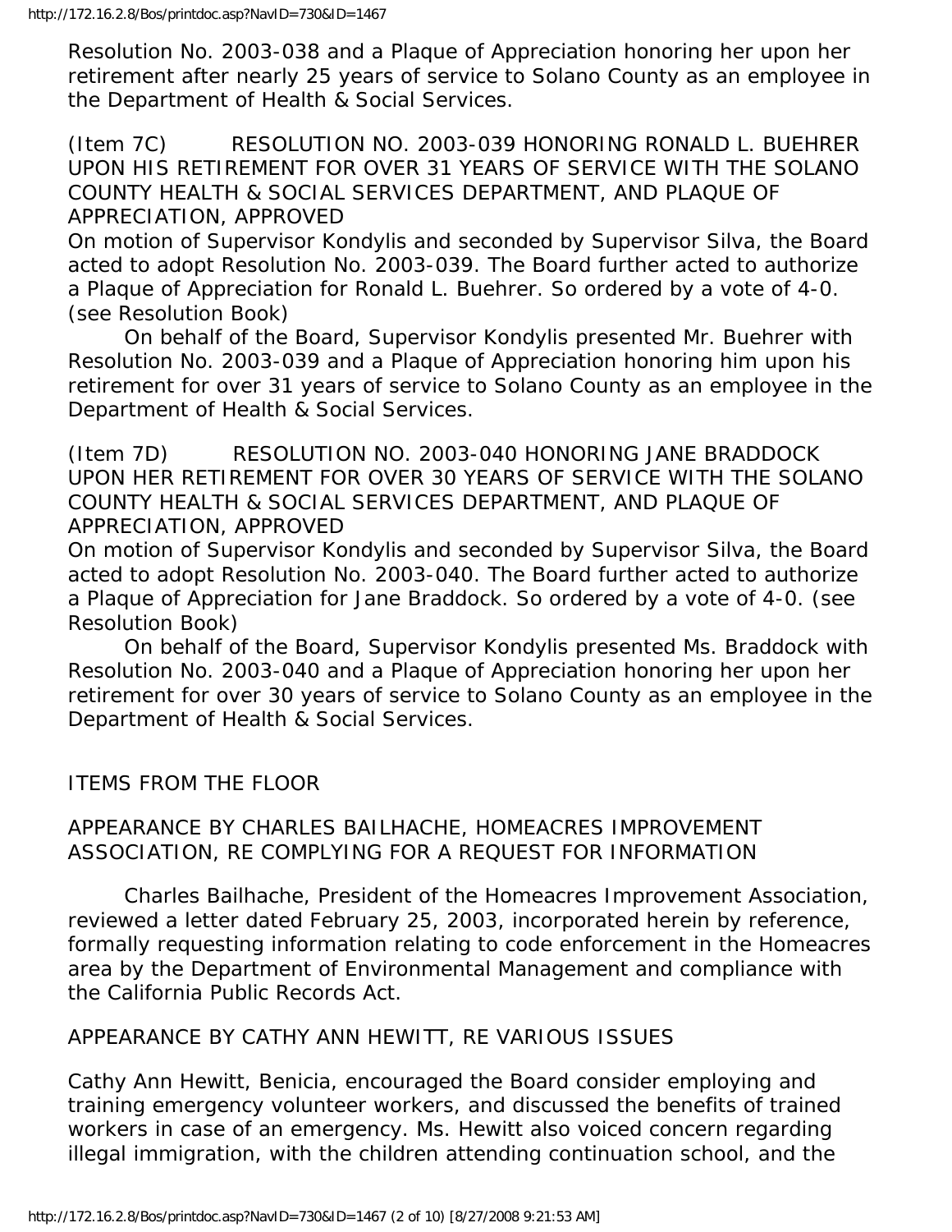Resolution No. 2003-038 and a Plaque of Appreciation honoring her upon her retirement after nearly 25 years of service to Solano County as an employee in the Department of Health & Social Services.

(Item 7C) RESOLUTION NO. 2003-039 HONORING RONALD L. BUEHRER UPON HIS RETIREMENT FOR OVER 31 YEARS OF SERVICE WITH THE SOLANO COUNTY HEALTH & SOCIAL SERVICES DEPARTMENT, AND PLAQUE OF APPRECIATION, APPROVED

On motion of Supervisor Kondylis and seconded by Supervisor Silva, the Board acted to adopt Resolution No. 2003-039. The Board further acted to authorize a Plaque of Appreciation for Ronald L. Buehrer. So ordered by a vote of 4-0. (see Resolution Book)

On behalf of the Board, Supervisor Kondylis presented Mr. Buehrer with Resolution No. 2003-039 and a Plaque of Appreciation honoring him upon his retirement for over 31 years of service to Solano County as an employee in the Department of Health & Social Services.

(Item 7D) RESOLUTION NO. 2003-040 HONORING JANE BRADDOCK UPON HER RETIREMENT FOR OVER 30 YEARS OF SERVICE WITH THE SOLANO COUNTY HEALTH & SOCIAL SERVICES DEPARTMENT, AND PLAQUE OF APPRECIATION, APPROVED

On motion of Supervisor Kondylis and seconded by Supervisor Silva, the Board acted to adopt Resolution No. 2003-040. The Board further acted to authorize a Plaque of Appreciation for Jane Braddock. So ordered by a vote of 4-0. (see Resolution Book)

On behalf of the Board, Supervisor Kondylis presented Ms. Braddock with Resolution No. 2003-040 and a Plaque of Appreciation honoring her upon her retirement for over 30 years of service to Solano County as an employee in the Department of Health & Social Services.

ITEMS FROM THE FLOOR

APPEARANCE BY CHARLES BAILHACHE, HOMEACRES IMPROVEMENT ASSOCIATION, RE COMPLYING FOR A REQUEST FOR INFORMATION

Charles Bailhache, President of the Homeacres Improvement Association, reviewed a letter dated February 25, 2003, incorporated herein by reference, formally requesting information relating to code enforcement in the Homeacres area by the Department of Environmental Management and compliance with the California Public Records Act.

APPEARANCE BY CATHY ANN HEWITT, RE VARIOUS ISSUES

Cathy Ann Hewitt, Benicia, encouraged the Board consider employing and training emergency volunteer workers, and discussed the benefits of trained workers in case of an emergency. Ms. Hewitt also voiced concern regarding illegal immigration, with the children attending continuation school, and the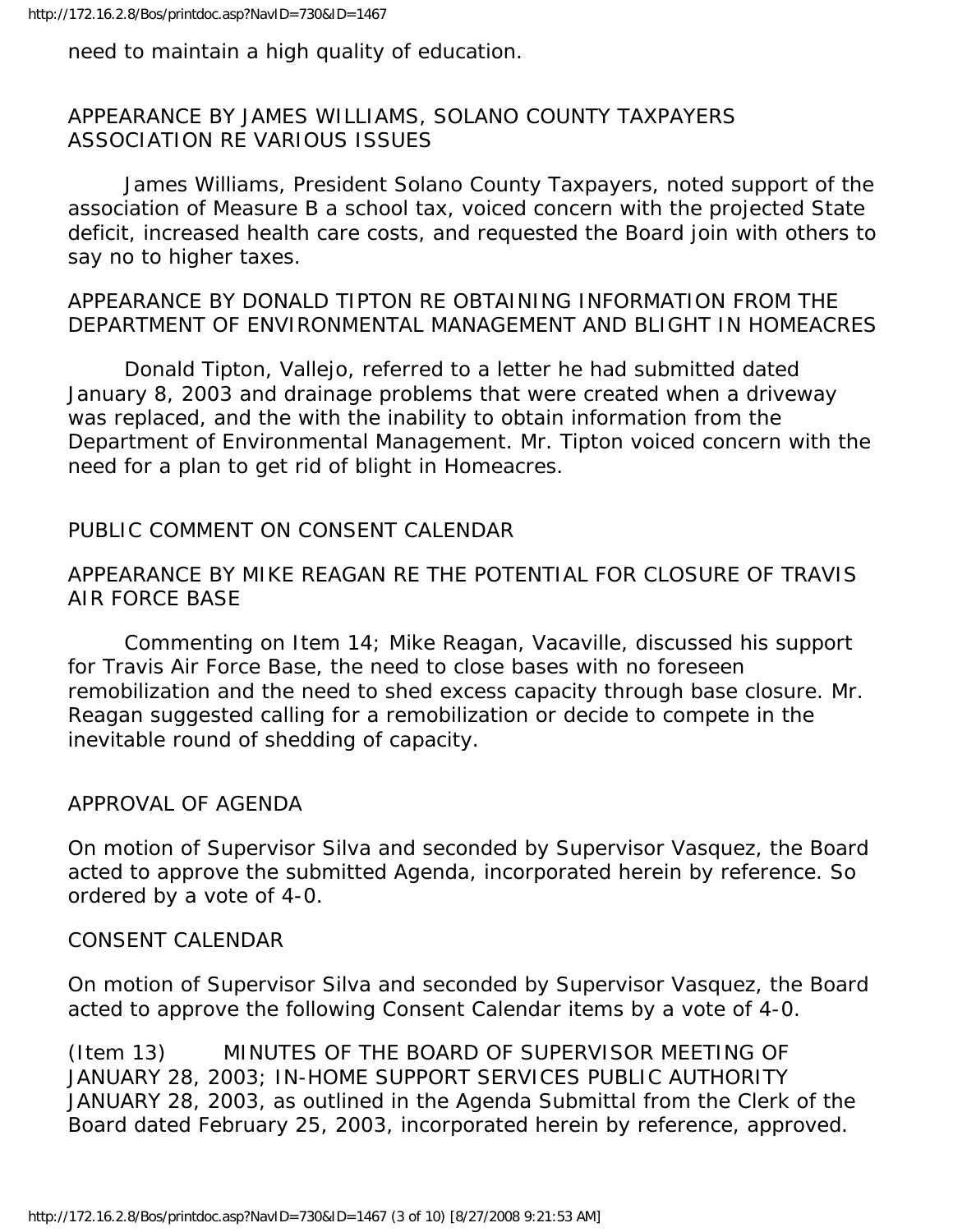need to maintain a high quality of education.

APPEARANCE BY JAMES WILLIAMS, SOLANO COUNTY TAXPAYERS ASSOCIATION RE VARIOUS ISSUES

James Williams, President Solano County Taxpayers, noted support of the association of Measure B a school tax, voiced concern with the projected State deficit, increased health care costs, and requested the Board join with others to say no to higher taxes.

APPEARANCE BY DONALD TIPTON RE OBTAINING INFORMATION FROM THE DEPARTMENT OF ENVIRONMENTAL MANAGEMENT AND BLIGHT IN HOMEACRES

Donald Tipton, Vallejo, referred to a letter he had submitted dated January 8, 2003 and drainage problems that were created when a driveway was replaced, and the with the inability to obtain information from the Department of Environmental Management. Mr. Tipton voiced concern with the need for a plan to get rid of blight in Homeacres.

PUBLIC COMMENT ON CONSENT CALENDAR

APPEARANCE BY MIKE REAGAN RE THE POTENTIAL FOR CLOSURE OF TRAVIS AIR FORCE BASE

Commenting on Item 14; Mike Reagan, Vacaville, discussed his support for Travis Air Force Base, the need to close bases with no foreseen remobilization and the need to shed excess capacity through base closure. Mr. Reagan suggested calling for a remobilization or decide to compete in the inevitable round of shedding of capacity.

APPROVAL OF AGENDA

On motion of Supervisor Silva and seconded by Supervisor Vasquez, the Board acted to approve the submitted Agenda, incorporated herein by reference. So ordered by a vote of 4-0.

CONSENT CALENDAR

On motion of Supervisor Silva and seconded by Supervisor Vasquez, the Board acted to approve the following Consent Calendar items by a vote of 4-0.

(Item 13) MINUTES OF THE BOARD OF SUPERVISOR MEETING OF JANUARY 28, 2003; IN-HOME SUPPORT SERVICES PUBLIC AUTHORITY JANUARY 28, 2003, as outlined in the Agenda Submittal from the Clerk of the Board dated February 25, 2003, incorporated herein by reference, approved.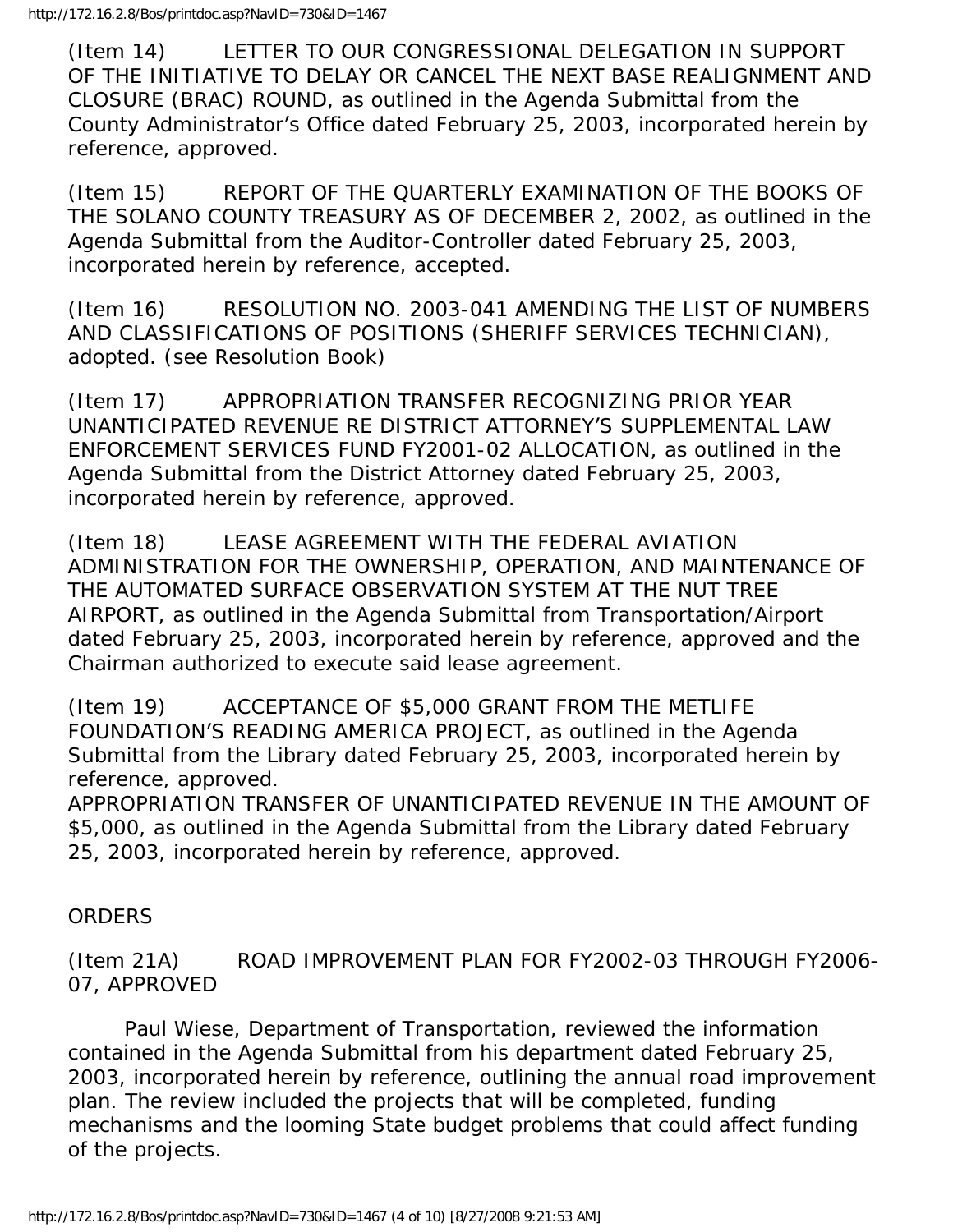(Item 14) LETTER TO OUR CONGRESSIONAL DELEGATION IN SUPPORT OF THE INITIATIVE TO DELAY OR CANCEL THE NEXT BASE REALIGNMENT AND CLOSURE (BRAC) ROUND, as outlined in the Agenda Submittal from the County Administrator's Office dated February 25, 2003, incorporated herein by reference, approved.

(Item 15) REPORT OF THE QUARTERLY EXAMINATION OF THE BOOKS OF THE SOLANO COUNTY TREASURY AS OF DECEMBER 2, 2002, as outlined in the Agenda Submittal from the Auditor-Controller dated February 25, 2003, incorporated herein by reference, accepted.

(Item 16) RESOLUTION NO. 2003-041 AMENDING THE LIST OF NUMBERS AND CLASSIFICATIONS OF POSITIONS (SHERIFF SERVICES TECHNICIAN), adopted. (see Resolution Book)

(Item 17) APPROPRIATION TRANSFER RECOGNIZING PRIOR YEAR UNANTICIPATED REVENUE RE DISTRICT ATTORNEY'S SUPPLEMENTAL LAW ENFORCEMENT SERVICES FUND FY2001-02 ALLOCATION, as outlined in the Agenda Submittal from the District Attorney dated February 25, 2003, incorporated herein by reference, approved.

(Item 18) LEASE AGREEMENT WITH THE FEDERAL AVIATION ADMINISTRATION FOR THE OWNERSHIP, OPERATION, AND MAINTENANCE OF THE AUTOMATED SURFACE OBSERVATION SYSTEM AT THE NUT TREE AIRPORT, as outlined in the Agenda Submittal from Transportation/Airport dated February 25, 2003, incorporated herein by reference, approved and the Chairman authorized to execute said lease agreement.

(Item 19) ACCEPTANCE OF $5,000 GRANT FROM THE METLIFE FOUNDATION'S READING AMERICA PROJECT, as outlined in the Agenda Submittal from the Library dated February 25, 2003, incorporated herein by reference, approved.
APPROPRIATION TRANSFER OF UNANTICIPATED REVENUE IN THE AMOUNT OF $5,000, as outlined in the Agenda Submittal from the Library dated February 25, 2003, incorporated herein by reference, approved.

ORDERS

(Item 21A) ROAD IMPROVEMENT PLAN FOR FY2002-03 THROUGH FY2006-07, APPROVED

Paul Wiese, Department of Transportation, reviewed the information contained in the Agenda Submittal from his department dated February 25, 2003, incorporated herein by reference, outlining the annual road improvement plan. The review included the projects that will be completed, funding mechanisms and the looming State budget problems that could affect funding of the projects.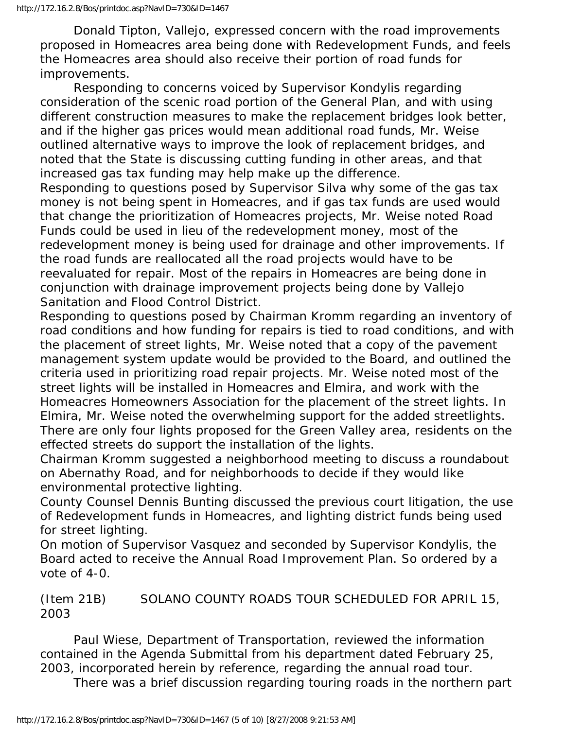Donald Tipton, Vallejo, expressed concern with the road improvements proposed in Homeacres area being done with Redevelopment Funds, and feels the Homeacres area should also receive their portion of road funds for improvements.

Responding to concerns voiced by Supervisor Kondylis regarding consideration of the scenic road portion of the General Plan, and with using different construction measures to make the replacement bridges look better, and if the higher gas prices would mean additional road funds, Mr. Weise outlined alternative ways to improve the look of replacement bridges, and noted that the State is discussing cutting funding in other areas, and that increased gas tax funding may help make up the difference.

Responding to questions posed by Supervisor Silva why some of the gas tax money is not being spent in Homeacres, and if gas tax funds are used would that change the prioritization of Homeacres projects, Mr. Weise noted Road Funds could be used in lieu of the redevelopment money, most of the redevelopment money is being used for drainage and other improvements. If the road funds are reallocated all the road projects would have to be reevaluated for repair. Most of the repairs in Homeacres are being done in conjunction with drainage improvement projects being done by Vallejo Sanitation and Flood Control District.

Responding to questions posed by Chairman Kromm regarding an inventory of road conditions and how funding for repairs is tied to road conditions, and with the placement of street lights, Mr. Weise noted that a copy of the pavement management system update would be provided to the Board, and outlined the criteria used in prioritizing road repair projects. Mr. Weise noted most of the street lights will be installed in Homeacres and Elmira, and work with the Homeacres Homeowners Association for the placement of the street lights. In Elmira, Mr. Weise noted the overwhelming support for the added streetlights. There are only four lights proposed for the Green Valley area, residents on the effected streets do support the installation of the lights.

Chairman Kromm suggested a neighborhood meeting to discuss a roundabout on Abernathy Road, and for neighborhoods to decide if they would like environmental protective lighting.

County Counsel Dennis Bunting discussed the previous court litigation, the use of Redevelopment funds in Homeacres, and lighting district funds being used for street lighting.

On motion of Supervisor Vasquez and seconded by Supervisor Kondylis, the Board acted to receive the Annual Road Improvement Plan. So ordered by a vote of 4-0.

(Item 21B) SOLANO COUNTY ROADS TOUR SCHEDULED FOR APRIL 15, 2003

Paul Wiese, Department of Transportation, reviewed the information contained in the Agenda Submittal from his department dated February 25, 2003, incorporated herein by reference, regarding the annual road tour.

There was a brief discussion regarding touring roads in the northern part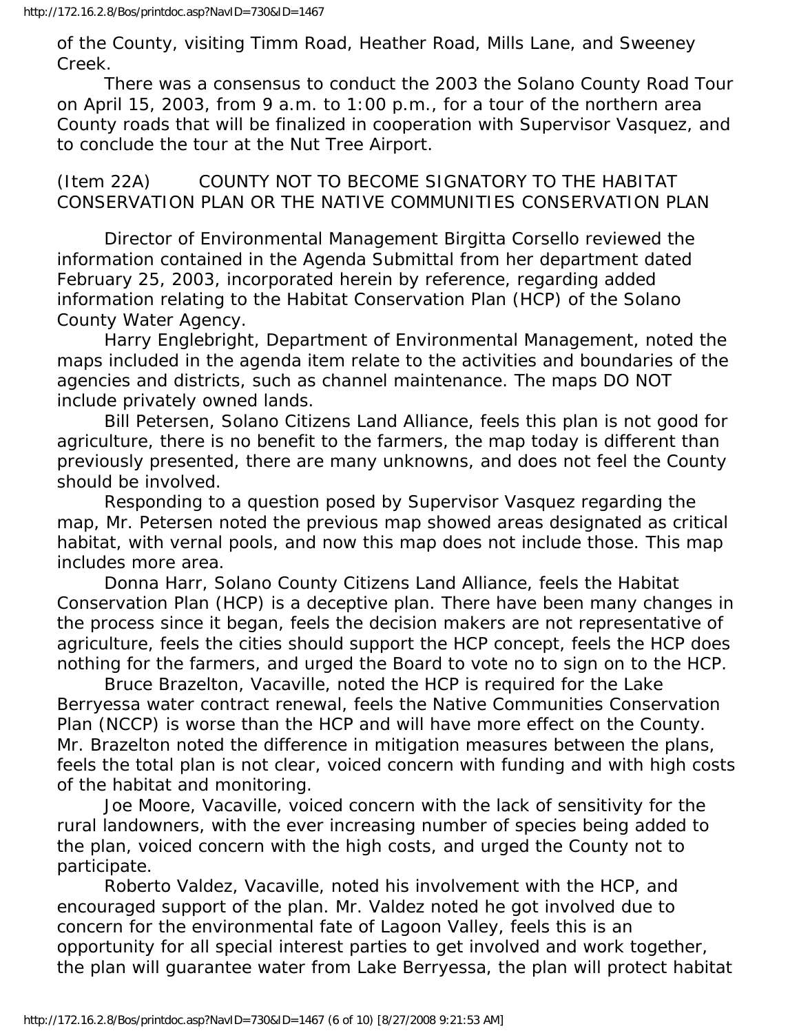of the County, visiting Timm Road, Heather Road, Mills Lane, and Sweeney Creek.

There was a consensus to conduct the 2003 the Solano County Road Tour on April 15, 2003, from 9 a.m. to 1:00 p.m., for a tour of the northern area County roads that will be finalized in cooperation with Supervisor Vasquez, and to conclude the tour at the Nut Tree Airport.

(Item 22A) COUNTY NOT TO BECOME SIGNATORY TO THE HABITAT CONSERVATION PLAN OR THE NATIVE COMMUNITIES CONSERVATION PLAN

Director of Environmental Management Birgitta Corsello reviewed the information contained in the Agenda Submittal from her department dated February 25, 2003, incorporated herein by reference, regarding added information relating to the Habitat Conservation Plan (HCP) of the Solano County Water Agency.

Harry Englebright, Department of Environmental Management, noted the maps included in the agenda item relate to the activities and boundaries of the agencies and districts, such as channel maintenance. The maps DO NOT include privately owned lands.

Bill Petersen, Solano Citizens Land Alliance, feels this plan is not good for agriculture, there is no benefit to the farmers, the map today is different than previously presented, there are many unknowns, and does not feel the County should be involved.

Responding to a question posed by Supervisor Vasquez regarding the map, Mr. Petersen noted the previous map showed areas designated as critical habitat, with vernal pools, and now this map does not include those. This map includes more area.

Donna Harr, Solano County Citizens Land Alliance, feels the Habitat Conservation Plan (HCP) is a deceptive plan. There have been many changes in the process since it began, feels the decision makers are not representative of agriculture, feels the cities should support the HCP concept, feels the HCP does nothing for the farmers, and urged the Board to vote no to sign on to the HCP.

Bruce Brazelton, Vacaville, noted the HCP is required for the Lake Berryessa water contract renewal, feels the Native Communities Conservation Plan (NCCP) is worse than the HCP and will have more effect on the County. Mr. Brazelton noted the difference in mitigation measures between the plans, feels the total plan is not clear, voiced concern with funding and with high costs of the habitat and monitoring.

Joe Moore, Vacaville, voiced concern with the lack of sensitivity for the rural landowners, with the ever increasing number of species being added to the plan, voiced concern with the high costs, and urged the County not to participate.

Roberto Valdez, Vacaville, noted his involvement with the HCP, and encouraged support of the plan. Mr. Valdez noted he got involved due to concern for the environmental fate of Lagoon Valley, feels this is an opportunity for all special interest parties to get involved and work together, the plan will guarantee water from Lake Berryessa, the plan will protect habitat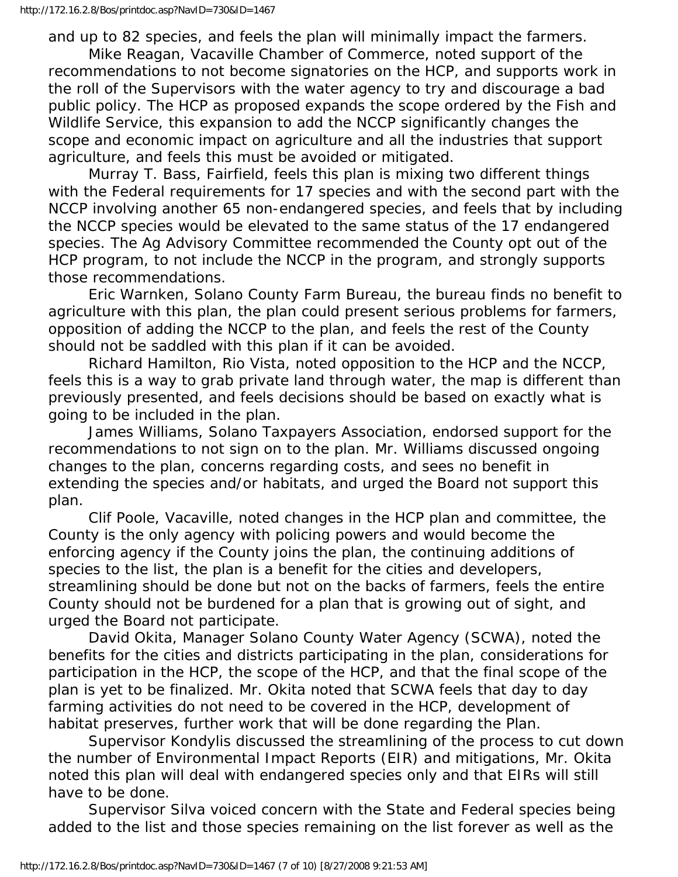and up to 82 species, and feels the plan will minimally impact the farmers.

Mike Reagan, Vacaville Chamber of Commerce, noted support of the recommendations to not become signatories on the HCP, and supports work in the roll of the Supervisors with the water agency to try and discourage a bad public policy. The HCP as proposed expands the scope ordered by the Fish and Wildlife Service, this expansion to add the NCCP significantly changes the scope and economic impact on agriculture and all the industries that support agriculture, and feels this must be avoided or mitigated.

Murray T. Bass, Fairfield, feels this plan is mixing two different things with the Federal requirements for 17 species and with the second part with the NCCP involving another 65 non-endangered species, and feels that by including the NCCP species would be elevated to the same status of the 17 endangered species. The Ag Advisory Committee recommended the County opt out of the HCP program, to not include the NCCP in the program, and strongly supports those recommendations.

Eric Warnken, Solano County Farm Bureau, the bureau finds no benefit to agriculture with this plan, the plan could present serious problems for farmers, opposition of adding the NCCP to the plan, and feels the rest of the County should not be saddled with this plan if it can be avoided.

Richard Hamilton, Rio Vista, noted opposition to the HCP and the NCCP, feels this is a way to grab private land through water, the map is different than previously presented, and feels decisions should be based on exactly what is going to be included in the plan.

James Williams, Solano Taxpayers Association, endorsed support for the recommendations to not sign on to the plan. Mr. Williams discussed ongoing changes to the plan, concerns regarding costs, and sees no benefit in extending the species and/or habitats, and urged the Board not support this plan.

Clif Poole, Vacaville, noted changes in the HCP plan and committee, the County is the only agency with policing powers and would become the enforcing agency if the County joins the plan, the continuing additions of species to the list, the plan is a benefit for the cities and developers, streamlining should be done but not on the backs of farmers, feels the entire County should not be burdened for a plan that is growing out of sight, and urged the Board not participate.

David Okita, Manager Solano County Water Agency (SCWA), noted the benefits for the cities and districts participating in the plan, considerations for participation in the HCP, the scope of the HCP, and that the final scope of the plan is yet to be finalized. Mr. Okita noted that SCWA feels that day to day farming activities do not need to be covered in the HCP, development of habitat preserves, further work that will be done regarding the Plan.

Supervisor Kondylis discussed the streamlining of the process to cut down the number of Environmental Impact Reports (EIR) and mitigations, Mr. Okita noted this plan will deal with endangered species only and that EIRs will still have to be done.

Supervisor Silva voiced concern with the State and Federal species being added to the list and those species remaining on the list forever as well as the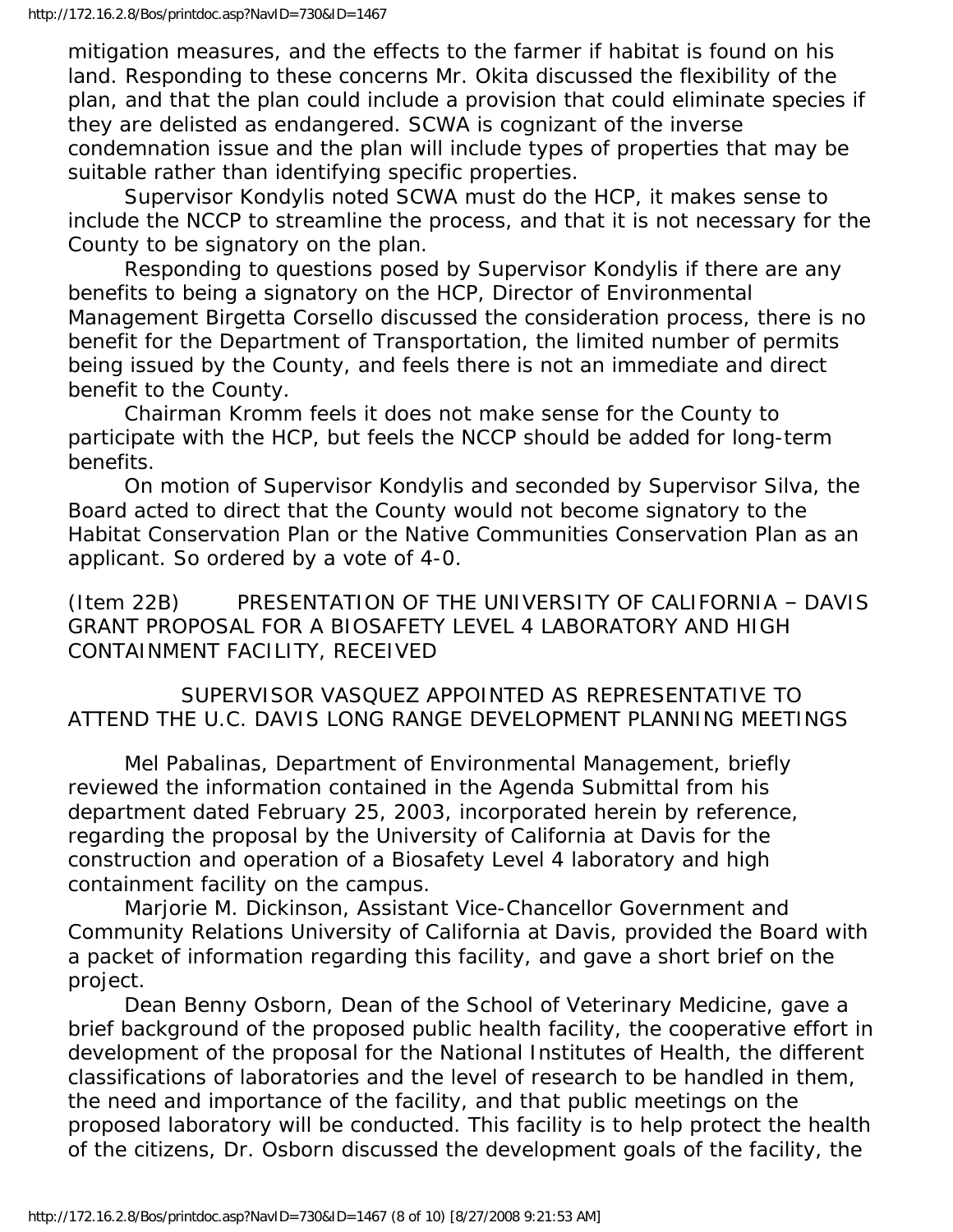mitigation measures, and the effects to the farmer if habitat is found on his land. Responding to these concerns Mr. Okita discussed the flexibility of the plan, and that the plan could include a provision that could eliminate species if they are delisted as endangered. SCWA is cognizant of the inverse condemnation issue and the plan will include types of properties that may be suitable rather than identifying specific properties.

Supervisor Kondylis noted SCWA must do the HCP, it makes sense to include the NCCP to streamline the process, and that it is not necessary for the County to be signatory on the plan.

Responding to questions posed by Supervisor Kondylis if there are any benefits to being a signatory on the HCP, Director of Environmental Management Birgetta Corsello discussed the consideration process, there is no benefit for the Department of Transportation, the limited number of permits being issued by the County, and feels there is not an immediate and direct benefit to the County.

Chairman Kromm feels it does not make sense for the County to participate with the HCP, but feels the NCCP should be added for long-term benefits.

On motion of Supervisor Kondylis and seconded by Supervisor Silva, the Board acted to direct that the County would not become signatory to the Habitat Conservation Plan or the Native Communities Conservation Plan as an applicant. So ordered by a vote of 4-0.

(Item 22B) PRESENTATION OF THE UNIVERSITY OF CALIFORNIA – DAVIS GRANT PROPOSAL FOR A BIOSAFETY LEVEL 4 LABORATORY AND HIGH CONTAINMENT FACILITY, RECEIVED

SUPERVISOR VASQUEZ APPOINTED AS REPRESENTATIVE TO ATTEND THE U.C. DAVIS LONG RANGE DEVELOPMENT PLANNING MEETINGS

Mel Pabalinas, Department of Environmental Management, briefly reviewed the information contained in the Agenda Submittal from his department dated February 25, 2003, incorporated herein by reference, regarding the proposal by the University of California at Davis for the construction and operation of a Biosafety Level 4 laboratory and high containment facility on the campus.

Marjorie M. Dickinson, Assistant Vice-Chancellor Government and Community Relations University of California at Davis, provided the Board with a packet of information regarding this facility, and gave a short brief on the project.

Dean Benny Osborn, Dean of the School of Veterinary Medicine, gave a brief background of the proposed public health facility, the cooperative effort in development of the proposal for the National Institutes of Health, the different classifications of laboratories and the level of research to be handled in them, the need and importance of the facility, and that public meetings on the proposed laboratory will be conducted. This facility is to help protect the health of the citizens, Dr. Osborn discussed the development goals of the facility, the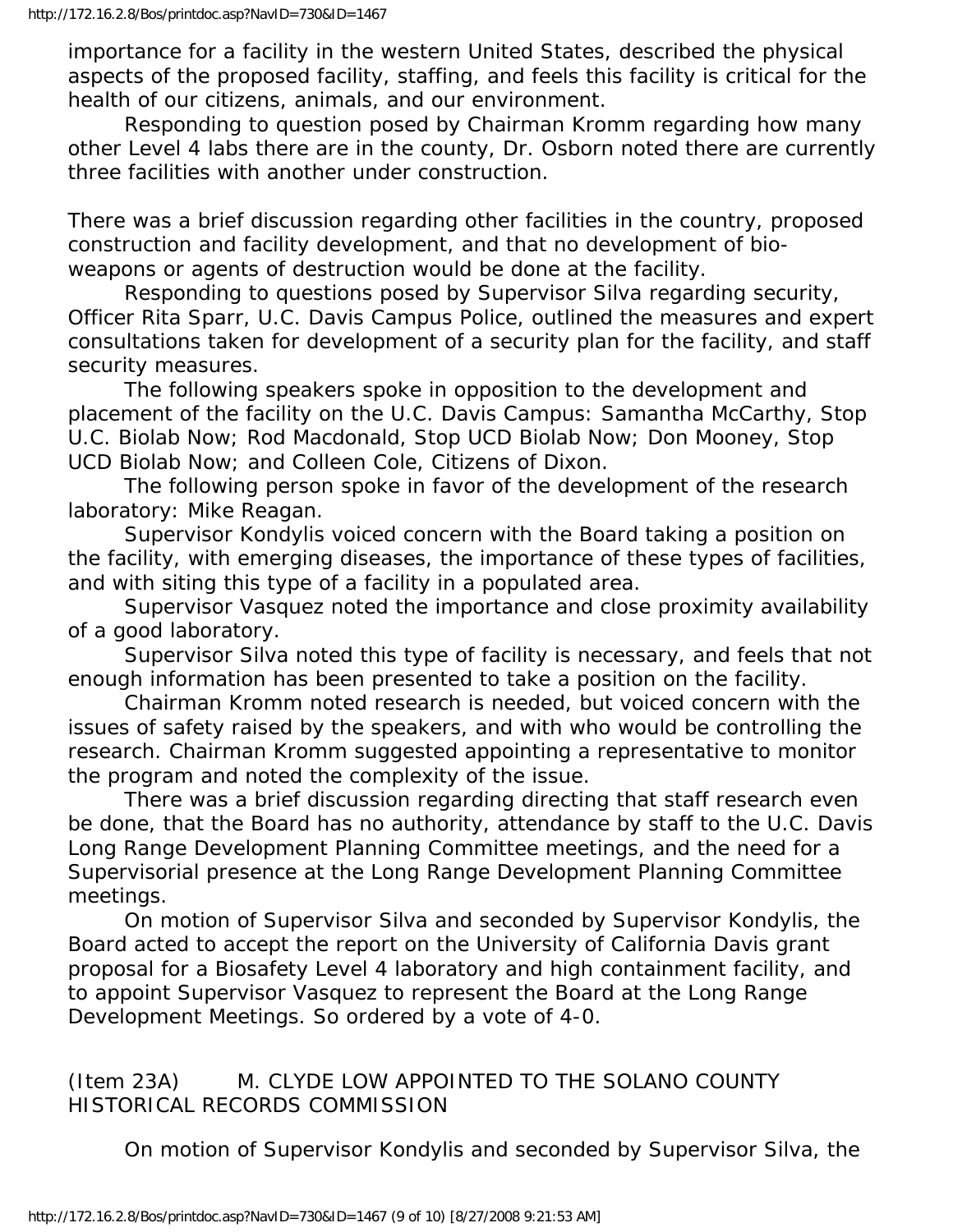importance for a facility in the western United States, described the physical aspects of the proposed facility, staffing, and feels this facility is critical for the health of our citizens, animals, and our environment.

Responding to question posed by Chairman Kromm regarding how many other Level 4 labs there are in the county, Dr. Osborn noted there are currently three facilities with another under construction.

There was a brief discussion regarding other facilities in the country, proposed construction and facility development, and that no development of bio-weapons or agents of destruction would be done at the facility.

Responding to questions posed by Supervisor Silva regarding security, Officer Rita Sparr, U.C. Davis Campus Police, outlined the measures and expert consultations taken for development of a security plan for the facility, and staff security measures.

The following speakers spoke in opposition to the development and placement of the facility on the U.C. Davis Campus: Samantha McCarthy, Stop U.C. Biolab Now; Rod Macdonald, Stop UCD Biolab Now; Don Mooney, Stop UCD Biolab Now; and Colleen Cole, Citizens of Dixon.

The following person spoke in favor of the development of the research laboratory: Mike Reagan.

Supervisor Kondylis voiced concern with the Board taking a position on the facility, with emerging diseases, the importance of these types of facilities, and with siting this type of a facility in a populated area.

Supervisor Vasquez noted the importance and close proximity availability of a good laboratory.

Supervisor Silva noted this type of facility is necessary, and feels that not enough information has been presented to take a position on the facility.

Chairman Kromm noted research is needed, but voiced concern with the issues of safety raised by the speakers, and with who would be controlling the research. Chairman Kromm suggested appointing a representative to monitor the program and noted the complexity of the issue.

There was a brief discussion regarding directing that staff research even be done, that the Board has no authority, attendance by staff to the U.C. Davis Long Range Development Planning Committee meetings, and the need for a Supervisorial presence at the Long Range Development Planning Committee meetings.

On motion of Supervisor Silva and seconded by Supervisor Kondylis, the Board acted to accept the report on the University of California Davis grant proposal for a Biosafety Level 4 laboratory and high containment facility, and to appoint Supervisor Vasquez to represent the Board at the Long Range Development Meetings. So ordered by a vote of 4-0.

(Item 23A) M. CLYDE LOW APPOINTED TO THE SOLANO COUNTY HISTORICAL RECORDS COMMISSION

On motion of Supervisor Kondylis and seconded by Supervisor Silva, the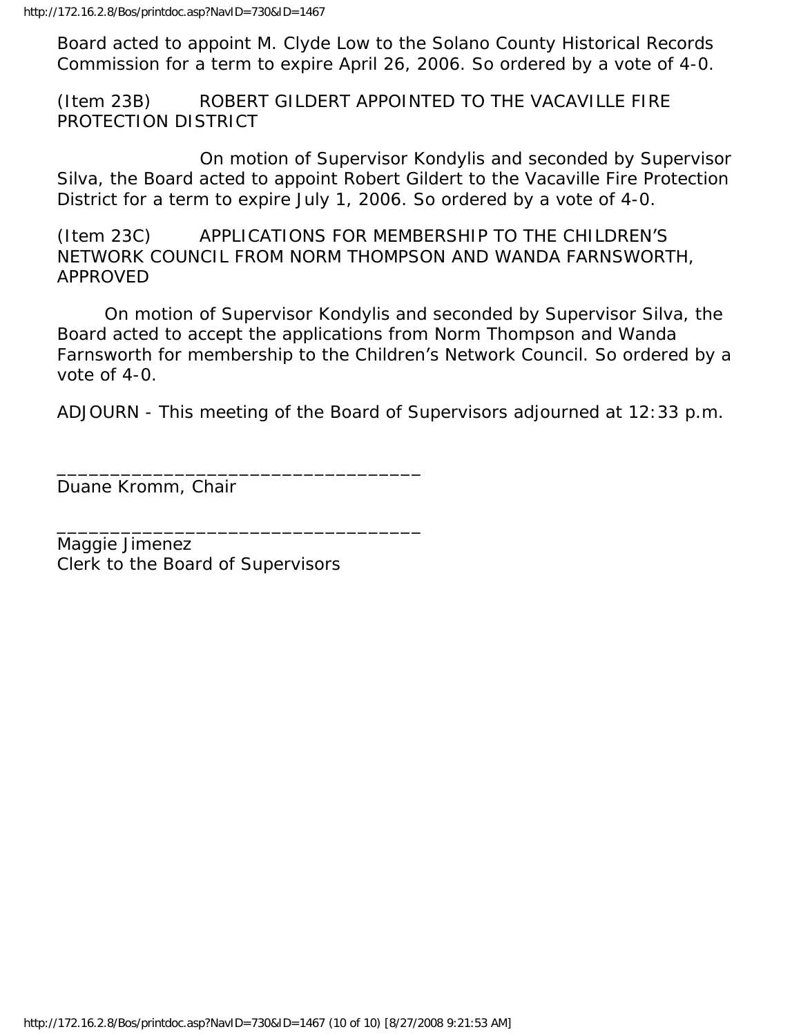Board acted to appoint M. Clyde Low to the Solano County Historical Records Commission for a term to expire April 26, 2006. So ordered by a vote of 4-0.

(Item 23B) ROBERT GILDERT APPOINTED TO THE VACAVILLE FIRE PROTECTION DISTRICT

On motion of Supervisor Kondylis and seconded by Supervisor Silva, the Board acted to appoint Robert Gildert to the Vacaville Fire Protection District for a term to expire July 1, 2006. So ordered by a vote of 4-0.

(Item 23C) APPLICATIONS FOR MEMBERSHIP TO THE CHILDREN'S NETWORK COUNCIL FROM NORM THOMPSON AND WANDA FARNSWORTH, APPROVED

On motion of Supervisor Kondylis and seconded by Supervisor Silva, the Board acted to accept the applications from Norm Thompson and Wanda Farnsworth for membership to the Children's Network Council. So ordered by a vote of 4-0.

ADJOURN - This meeting of the Board of Supervisors adjourned at 12:33 p.m.

_________________________________
Duane Kromm, Chair

_________________________________
Maggie Jimenez
Clerk to the Board of Supervisors